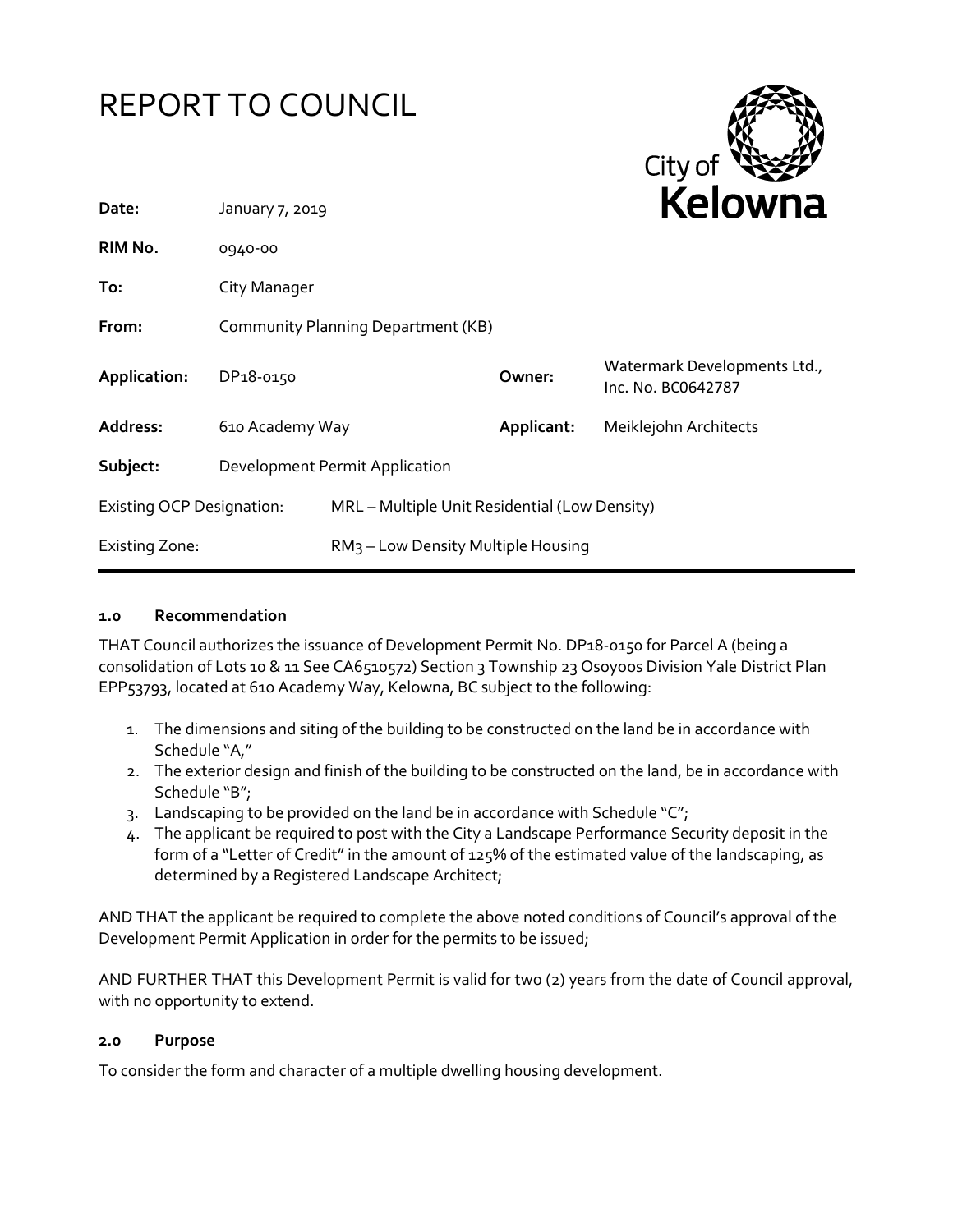# REPORT TO COUNCIL

City of **Kelowna**

| | | | |
|---|---|---|---|
| **Date:** | January 7, 2019 | | |
| **RIM No.** | 0940-00 | | |
| **To:** | City Manager | | |
| **From:** | Community Planning Department (KB) | | |
| **Application:** | DP18-0150 | **Owner:** | Watermark Developments Ltd., Inc. No. BC0642787 |
| **Address:** | 610 Academy Way | **Applicant:** | Meiklejohn Architects |
| **Subject:** | Development Permit Application | | |
| Existing OCP Designation: | MRL – Multiple Unit Residential (Low Density) | | |
| Existing Zone: | RM3 – Low Density Multiple Housing | | |

## 1.0 Recommendation

THAT Council authorizes the issuance of Development Permit No. DP18-0150 for Parcel A (being a consolidation of Lots 10 & 11 See CA6510572) Section 3 Township 23 Osoyoos Division Yale District Plan EPP53793, located at 610 Academy Way, Kelowna, BC subject to the following:

1. The dimensions and siting of the building to be constructed on the land be in accordance with Schedule "A,"
2. The exterior design and finish of the building to be constructed on the land, be in accordance with Schedule "B";
3. Landscaping to be provided on the land be in accordance with Schedule "C";
4. The applicant be required to post with the City a Landscape Performance Security deposit in the form of a "Letter of Credit" in the amount of 125% of the estimated value of the landscaping, as determined by a Registered Landscape Architect;

AND THAT the applicant be required to complete the above noted conditions of Council's approval of the Development Permit Application in order for the permits to be issued;

AND FURTHER THAT this Development Permit is valid for two (2) years from the date of Council approval, with no opportunity to extend.

## 2.0 Purpose

To consider the form and character of a multiple dwelling housing development.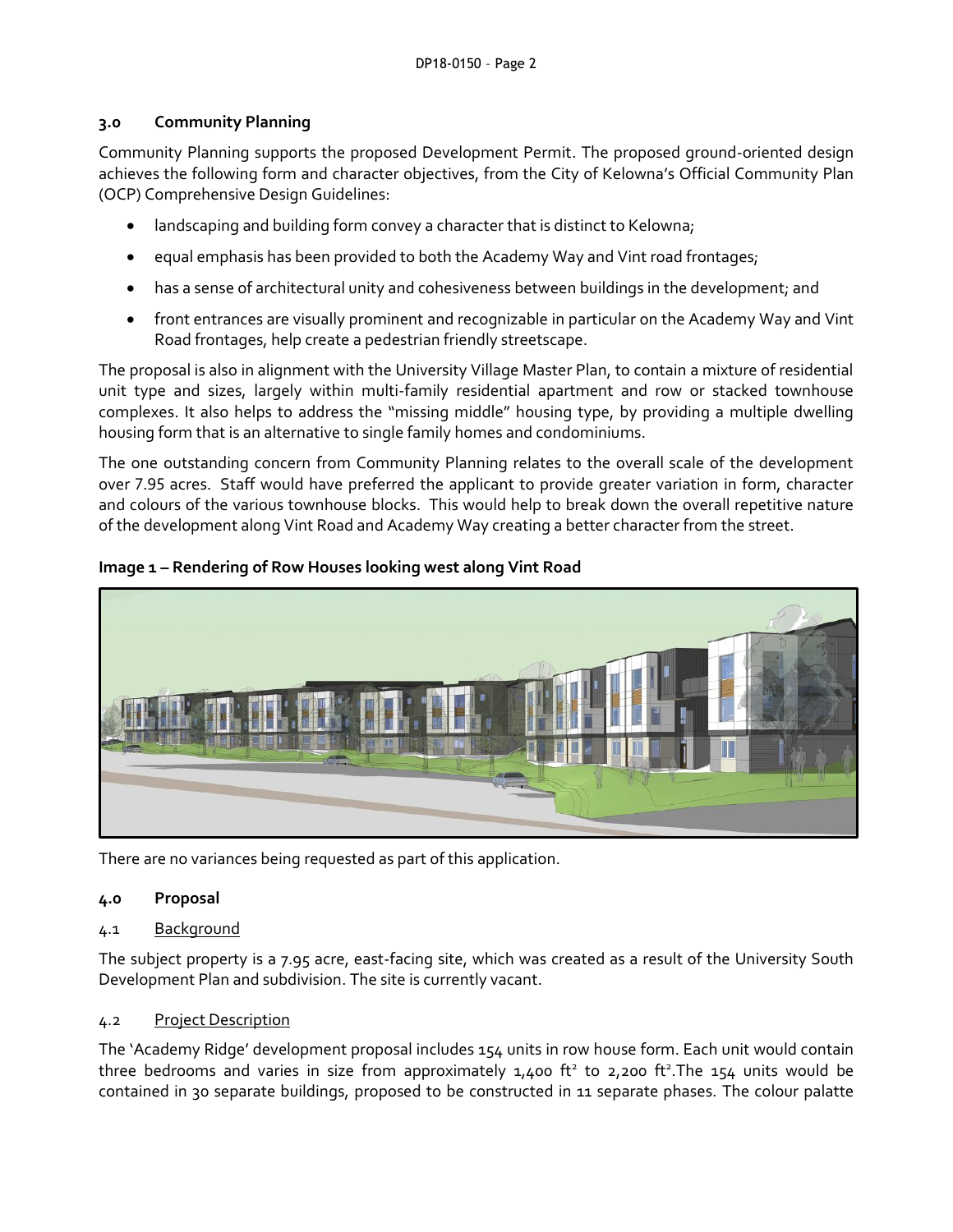## 3.0 Community Planning

Community Planning supports the proposed Development Permit. The proposed ground-oriented design achieves the following form and character objectives, from the City of Kelowna's Official Community Plan (OCP) Comprehensive Design Guidelines:

- landscaping and building form convey a character that is distinct to Kelowna;
- equal emphasis has been provided to both the Academy Way and Vint road frontages;
- has a sense of architectural unity and cohesiveness between buildings in the development; and
- front entrances are visually prominent and recognizable in particular on the Academy Way and Vint Road frontages, help create a pedestrian friendly streetscape.

The proposal is also in alignment with the University Village Master Plan, to contain a mixture of residential unit type and sizes, largely within multi-family residential apartment and row or stacked townhouse complexes. It also helps to address the "missing middle" housing type, by providing a multiple dwelling housing form that is an alternative to single family homes and condominiums.

The one outstanding concern from Community Planning relates to the overall scale of the development over 7.95 acres. Staff would have preferred the applicant to provide greater variation in form, character and colours of the various townhouse blocks. This would help to break down the overall repetitive nature of the development along Vint Road and Academy Way creating a better character from the street.

**Image 1 – Rendering of Row Houses looking west along Vint Road**

There are no variances being requested as part of this application.

## 4.0 Proposal

### 4.1 Background

The subject property is a 7.95 acre, east-facing site, which was created as a result of the University South Development Plan and subdivision. The site is currently vacant.

### 4.2 Project Description

The 'Academy Ridge' development proposal includes 154 units in row house form. Each unit would contain three bedrooms and varies in size from approximately 1,400 ft² to 2,200 ft².The 154 units would be contained in 30 separate buildings, proposed to be constructed in 11 separate phases. The colour palatte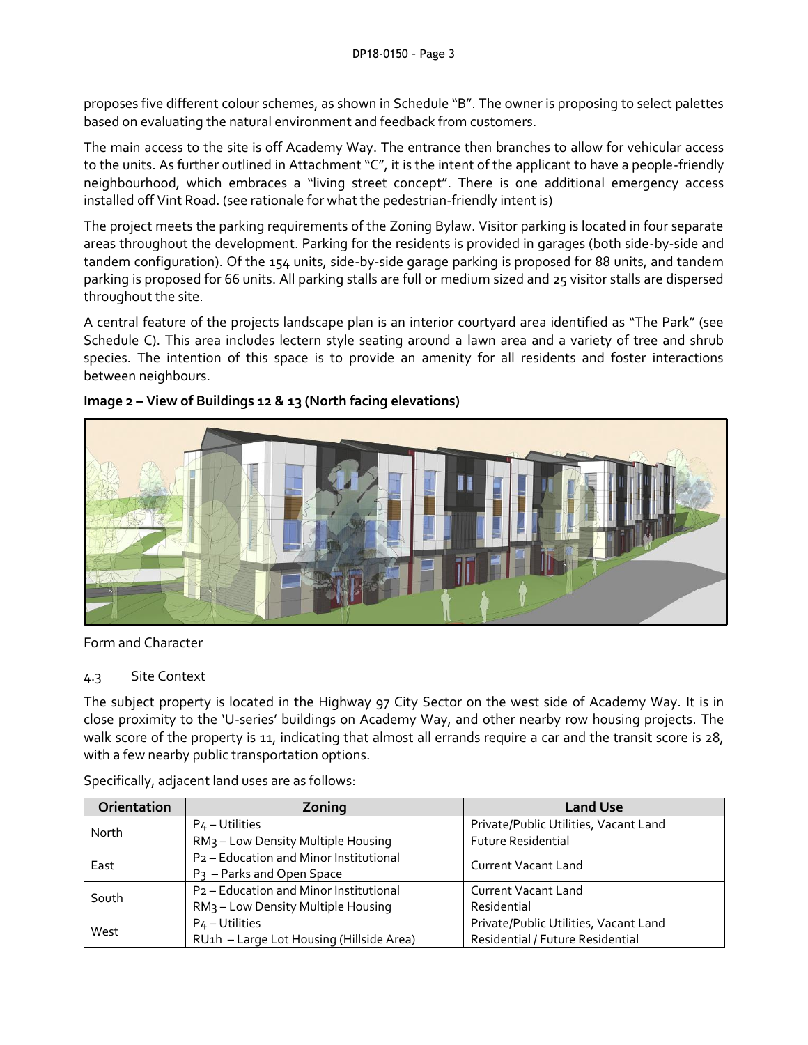proposes five different colour schemes, as shown in Schedule "B". The owner is proposing to select palettes based on evaluating the natural environment and feedback from customers.

The main access to the site is off Academy Way. The entrance then branches to allow for vehicular access to the units. As further outlined in Attachment "C", it is the intent of the applicant to have a people-friendly neighbourhood, which embraces a "living street concept". There is one additional emergency access installed off Vint Road. (see rationale for what the pedestrian-friendly intent is)

The project meets the parking requirements of the Zoning Bylaw. Visitor parking is located in four separate areas throughout the development. Parking for the residents is provided in garages (both side-by-side and tandem configuration). Of the 154 units, side-by-side garage parking is proposed for 88 units, and tandem parking is proposed for 66 units. All parking stalls are full or medium sized and 25 visitor stalls are dispersed throughout the site.

A central feature of the projects landscape plan is an interior courtyard area identified as "The Park" (see Schedule C). This area includes lectern style seating around a lawn area and a variety of tree and shrub species. The intention of this space is to provide an amenity for all residents and foster interactions between neighbours.

**Image 2 – View of Buildings 12 & 13 (North facing elevations)**

Form and Character

### 4.3 Site Context

The subject property is located in the Highway 97 City Sector on the west side of Academy Way. It is in close proximity to the 'U-series' buildings on Academy Way, and other nearby row housing projects. The walk score of the property is 11, indicating that almost all errands require a car and the transit score is 28, with a few nearby public transportation options.

Specifically, adjacent land uses are as follows:

| Orientation | Zoning | Land Use |
|---|---|---|
| North | P4 – Utilities<br>RM3 – Low Density Multiple Housing | Private/Public Utilities, Vacant Land<br>Future Residential |
| East | P2 – Education and Minor Institutional<br>P3 – Parks and Open Space | Current Vacant Land |
| South | P2 – Education and Minor Institutional<br>RM3 – Low Density Multiple Housing | Current Vacant Land<br>Residential |
| West | P4 – Utilities<br>RU1h – Large Lot Housing (Hillside Area) | Private/Public Utilities, Vacant Land<br>Residential / Future Residential |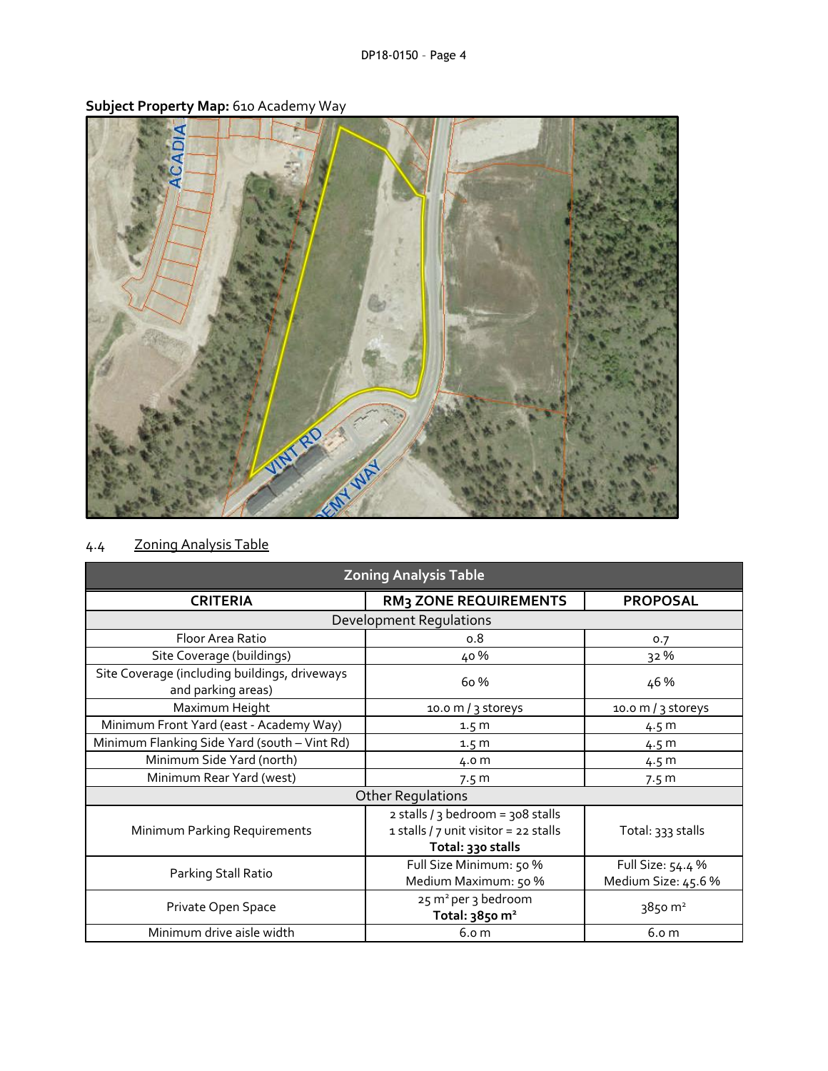**Subject Property Map:** 610 Academy Way

4.4 Zoning Analysis Table

| Zoning Analysis Table | | |
|---|---|---|
| **CRITERIA** | **RM3 ZONE REQUIREMENTS** | **PROPOSAL** |
| Development Regulations | | |
| Floor Area Ratio | 0.8 | 0.7 |
| Site Coverage (buildings) | 40 % | 32 % |
| Site Coverage (including buildings, driveways and parking areas) | 60 % | 46 % |
| Maximum Height | 10.0 m / 3 storeys | 10.0 m / 3 storeys |
| Minimum Front Yard (east - Academy Way) | 1.5 m | 4.5 m |
| Minimum Flanking Side Yard (south – Vint Rd) | 1.5 m | 4.5 m |
| Minimum Side Yard (north) | 4.0 m | 4.5 m |
| Minimum Rear Yard (west) | 7.5 m | 7.5 m |
| Other Regulations | | |
| Minimum Parking Requirements | 2 stalls / 3 bedroom = 308 stalls<br>1 stalls / 7 unit visitor = 22 stalls<br>**Total: 330 stalls** | Total: 333 stalls |
| Parking Stall Ratio | Full Size Minimum: 50 %<br>Medium Maximum: 50 % | Full Size: 54.4 %<br>Medium Size: 45.6 % |
| Private Open Space | 25 $m^2$ per 3 bedroom<br>**Total: 3850 $m^2$** | 3850 $m^2$ |
| Minimum drive aisle width | 6.0 m | 6.0 m |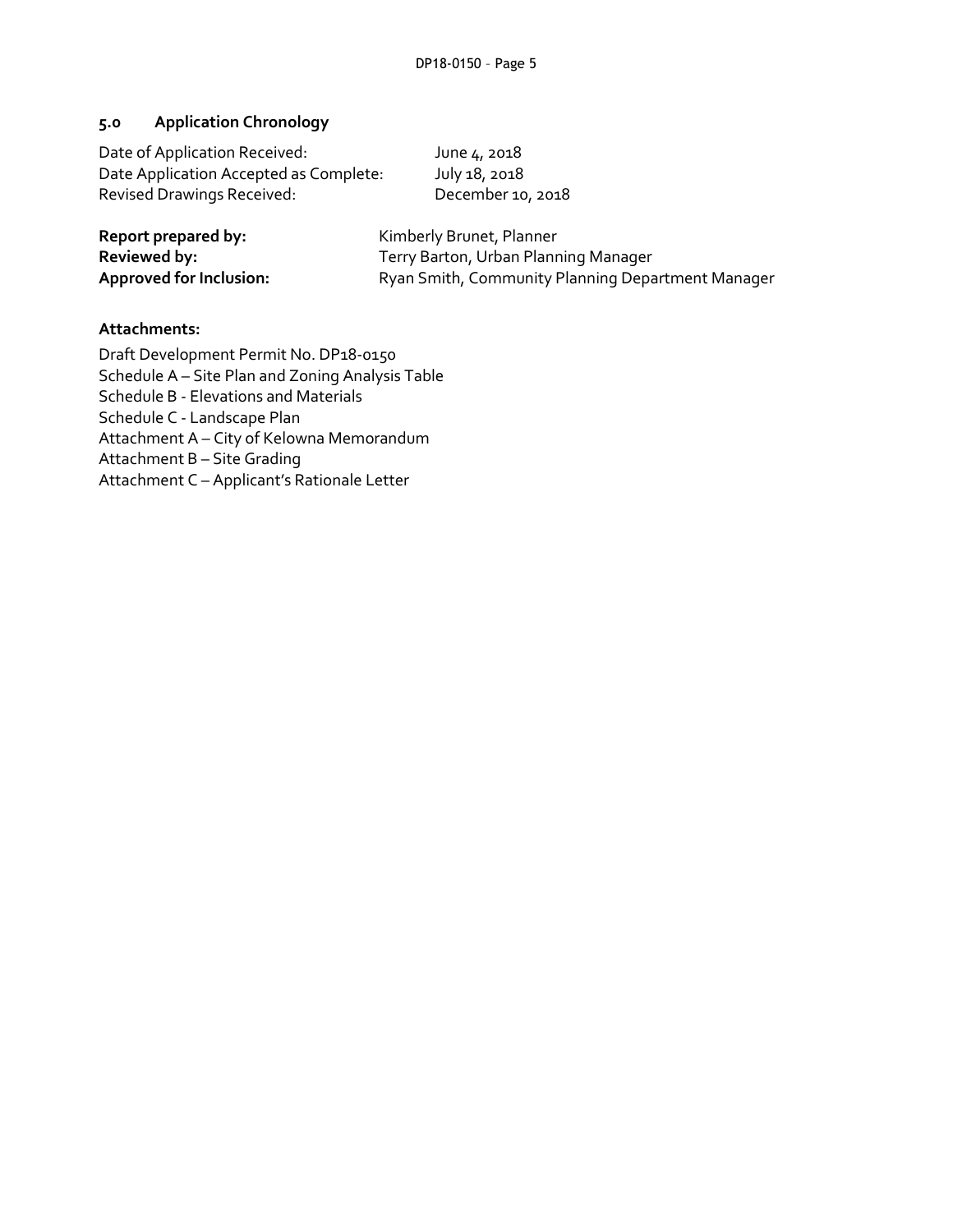## 5.0 Application Chronology

| | |
|---|---|
| Date of Application Received: | June 4, 2018 |
| Date Application Accepted as Complete: | July 18, 2018 |
| Revised Drawings Received: | December 10, 2018 |

| | |
|---|---|
| **Report prepared by:** | Kimberly Brunet, Planner |
| **Reviewed by:** | Terry Barton, Urban Planning Manager |
| **Approved for Inclusion:** | Ryan Smith, Community Planning Department Manager |

**Attachments:**

Draft Development Permit No. DP18-0150
Schedule A – Site Plan and Zoning Analysis Table
Schedule B - Elevations and Materials
Schedule C - Landscape Plan
Attachment A – City of Kelowna Memorandum
Attachment B – Site Grading
Attachment C – Applicant's Rationale Letter